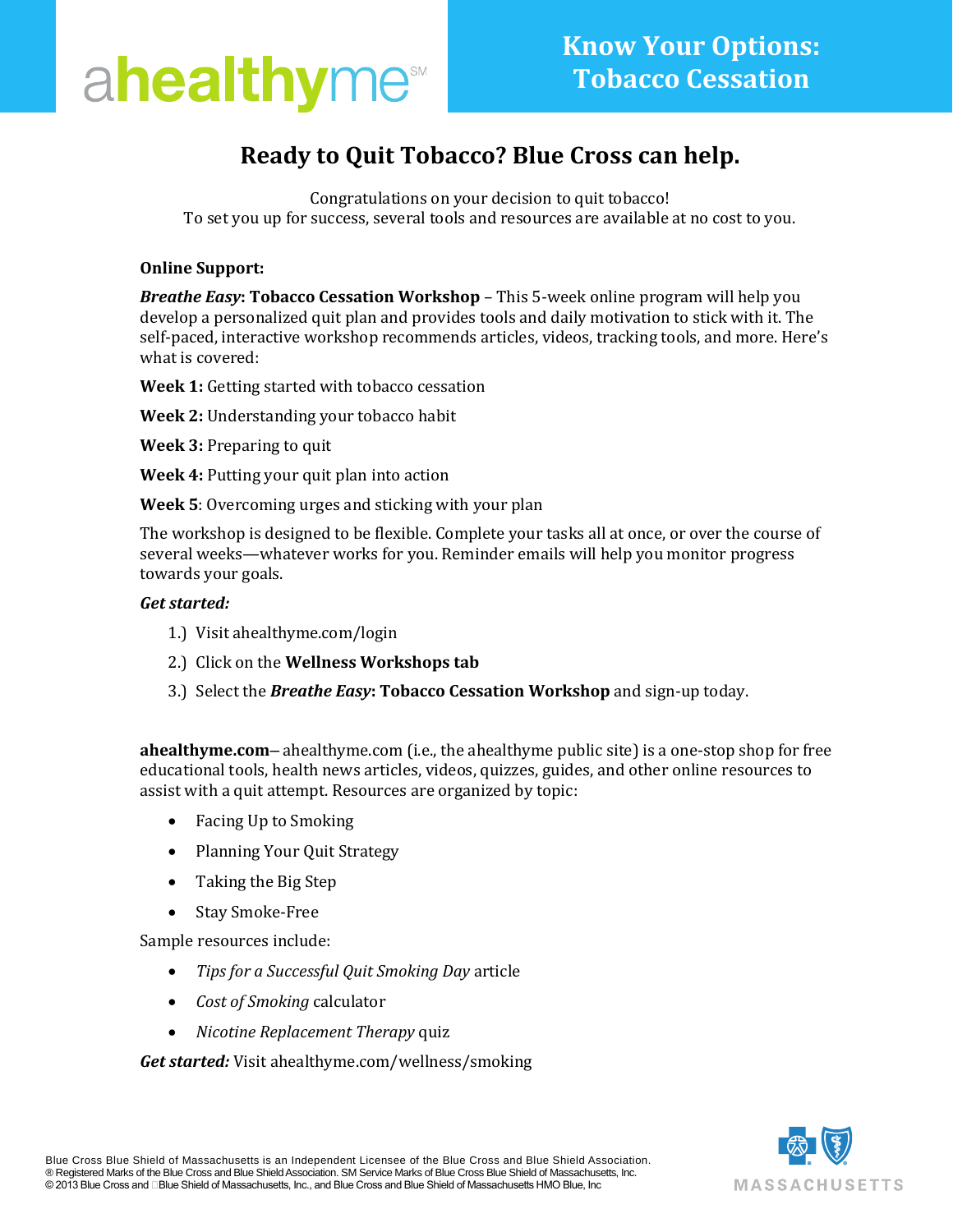ahealthyme[SM]

# Know Your Options: Tobacco Cessation

## Ready to Quit Tobacco? Blue Cross can help.

Congratulations on your decision to quit tobacco!
To set you up for success, several tools and resources are available at no cost to you.

**Online Support:**

***Breathe Easy*****: Tobacco Cessation Workshop** – This 5-week online program will help you develop a personalized quit plan and provides tools and daily motivation to stick with it. The self-paced, interactive workshop recommends articles, videos, tracking tools, and more. Here's what is covered:

**Week 1:** Getting started with tobacco cessation

**Week 2:** Understanding your tobacco habit

**Week 3:** Preparing to quit

**Week 4:** Putting your quit plan into action

**Week 5**: Overcoming urges and sticking with your plan

The workshop is designed to be flexible. Complete your tasks all at once, or over the course of several weeks—whatever works for you. Reminder emails will help you monitor progress towards your goals.

***Get started:***

1.) Visit ahealthyme.com/login
2.) Click on the **Wellness Workshops tab**
3.) Select the ***Breathe Easy*****: Tobacco Cessation Workshop** and sign-up today.

**ahealthyme.com**– ahealthyme.com (i.e., the ahealthyme public site) is a one-stop shop for free educational tools, health news articles, videos, quizzes, guides, and other online resources to assist with a quit attempt. Resources are organized by topic:

- Facing Up to Smoking
- Planning Your Quit Strategy
- Taking the Big Step
- Stay Smoke-Free

Sample resources include:

- *Tips for a Successful Quit Smoking Day* article
- *Cost of Smoking* calculator
- *Nicotine Replacement Therapy* quiz

***Get started:*** Visit ahealthyme.com/wellness/smoking

Blue Cross Blue Shield of Massachusetts is an Independent Licensee of the Blue Cross and Blue Shield Association.
® Registered Marks of the Blue Cross and Blue Shield Association. SM Service Marks of Blue Cross Blue Shield of Massachusetts, Inc.
© 2013 Blue Cross and Blue Shield of Massachusetts, Inc., and Blue Cross and Blue Shield of Massachusetts HMO Blue, Inc

MASSACHUSETTS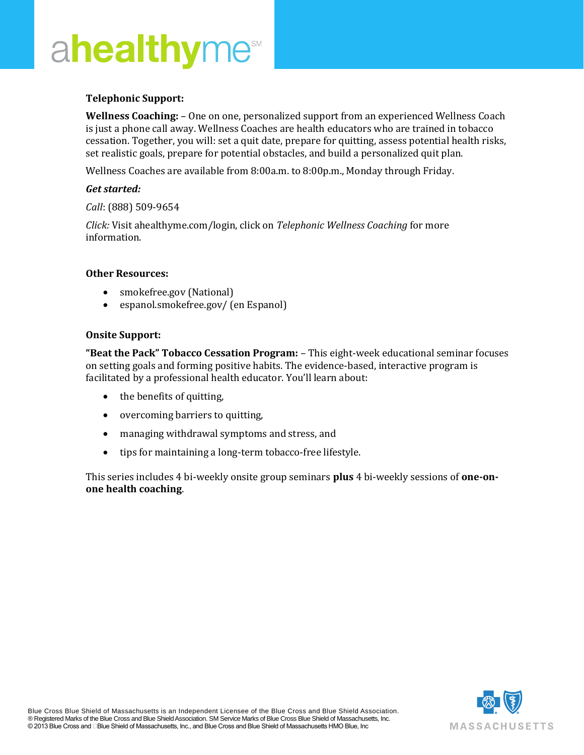**Telephonic Support:**

**Wellness Coaching:** – One on one, personalized support from an experienced Wellness Coach is just a phone call away. Wellness Coaches are health educators who are trained in tobacco cessation. Together, you will: set a quit date, prepare for quitting, assess potential health risks, set realistic goals, prepare for potential obstacles, and build a personalized quit plan.

Wellness Coaches are available from 8:00a.m. to 8:00p.m., Monday through Friday.

***Get started:***

*Call*: (888) 509-9654

*Click:* Visit ahealthyme.com/login, click on *Telephonic Wellness Coaching* for more information.

**Other Resources:**

- smokefree.gov (National)
- espanol.smokefree.gov/ (en Espanol)

**Onsite Support:**

**"Beat the Pack" Tobacco Cessation Program:** – This eight-week educational seminar focuses on setting goals and forming positive habits. The evidence-based, interactive program is facilitated by a professional health educator. You'll learn about:

- the benefits of quitting,
- overcoming barriers to quitting,
- managing withdrawal symptoms and stress, and
- tips for maintaining a long-term tobacco-free lifestyle.

This series includes 4 bi-weekly onsite group seminars **plus** 4 bi-weekly sessions of **one-on-one health coaching**.

Blue Cross Blue Shield of Massachusetts is an Independent Licensee of the Blue Cross and Blue Shield Association.
® Registered Marks of the Blue Cross and Blue Shield Association. SM Service Marks of Blue Cross Blue Shield of Massachusetts, Inc.
© 2013 Blue Cross and Blue Shield of Massachusetts, Inc., and Blue Cross and Blue Shield of Massachusetts HMO Blue, Inc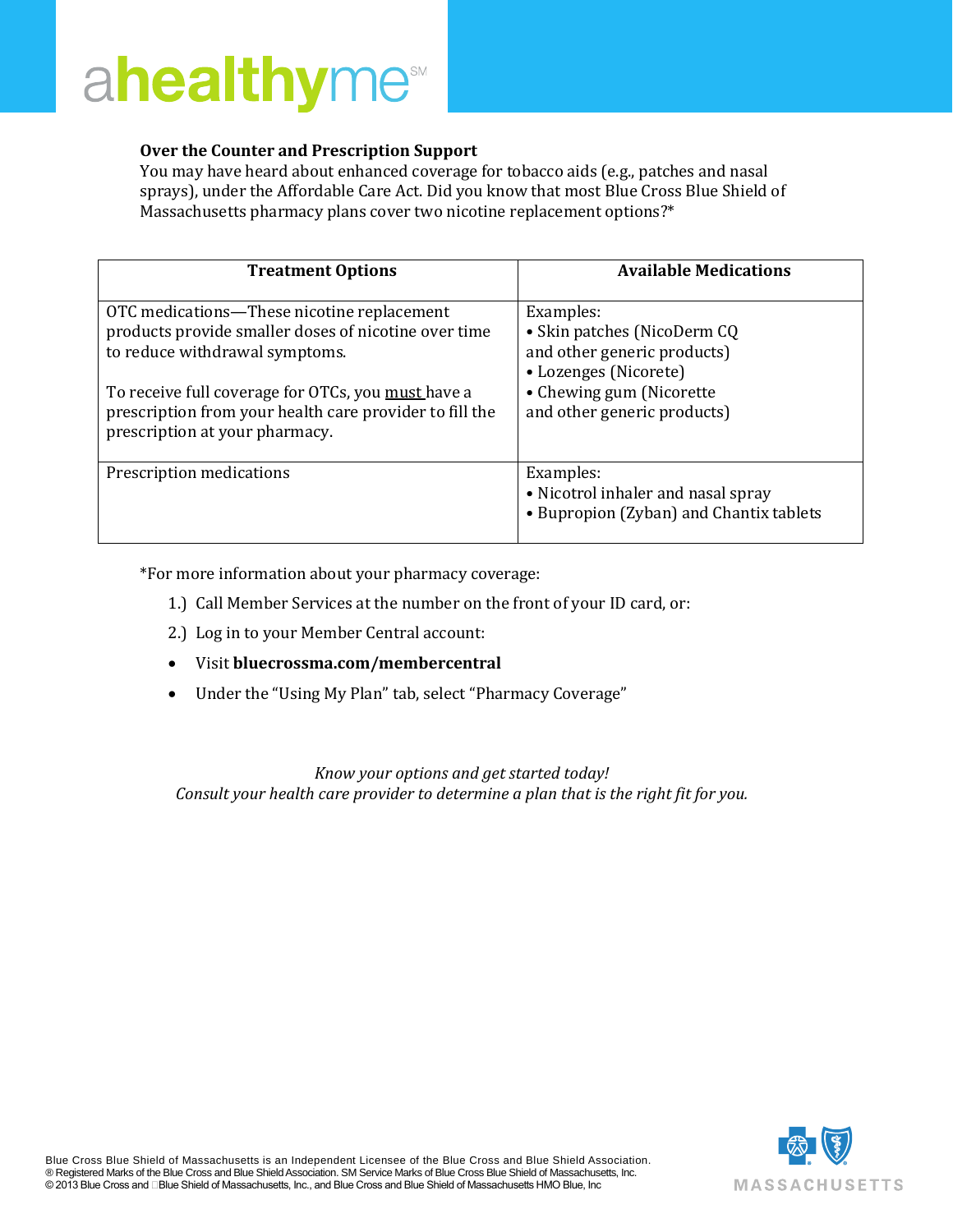**Over the Counter and Prescription Support**

You may have heard about enhanced coverage for tobacco aids (e.g., patches and nasal sprays), under the Affordable Care Act. Did you know that most Blue Cross Blue Shield of Massachusetts pharmacy plans cover two nicotine replacement options?*

| Treatment Options | Available Medications |
|---|---|
| OTC medications—These nicotine replacement products provide smaller doses of nicotine over time to reduce withdrawal symptoms.<br><br>To receive full coverage for OTCs, you <u>must</u> have a prescription from your health care provider to fill the prescription at your pharmacy. | Examples:<br>• Skin patches (NicoDerm CQ and other generic products)<br>• Lozenges (Nicorete)<br>• Chewing gum (Nicorette and other generic products) |
| Prescription medications | Examples:<br>• Nicotrol inhaler and nasal spray<br>• Bupropion (Zyban) and Chantix tablets |

*For more information about your pharmacy coverage:

1.) Call Member Services at the number on the front of your ID card, or:

2.) Log in to your Member Central account:

- Visit **bluecrossma.com/membercentral**
- Under the "Using My Plan" tab, select "Pharmacy Coverage"

*Know your options and get started today!*
*Consult your health care provider to determine a plan that is the right fit for you.*

Blue Cross Blue Shield of Massachusetts is an Independent Licensee of the Blue Cross and Blue Shield Association.
® Registered Marks of the Blue Cross and Blue Shield Association. SM Service Marks of Blue Cross Blue Shield of Massachusetts, Inc.
© 2013 Blue Cross and Blue Shield of Massachusetts, Inc., and Blue Cross and Blue Shield of Massachusetts HMO Blue, Inc